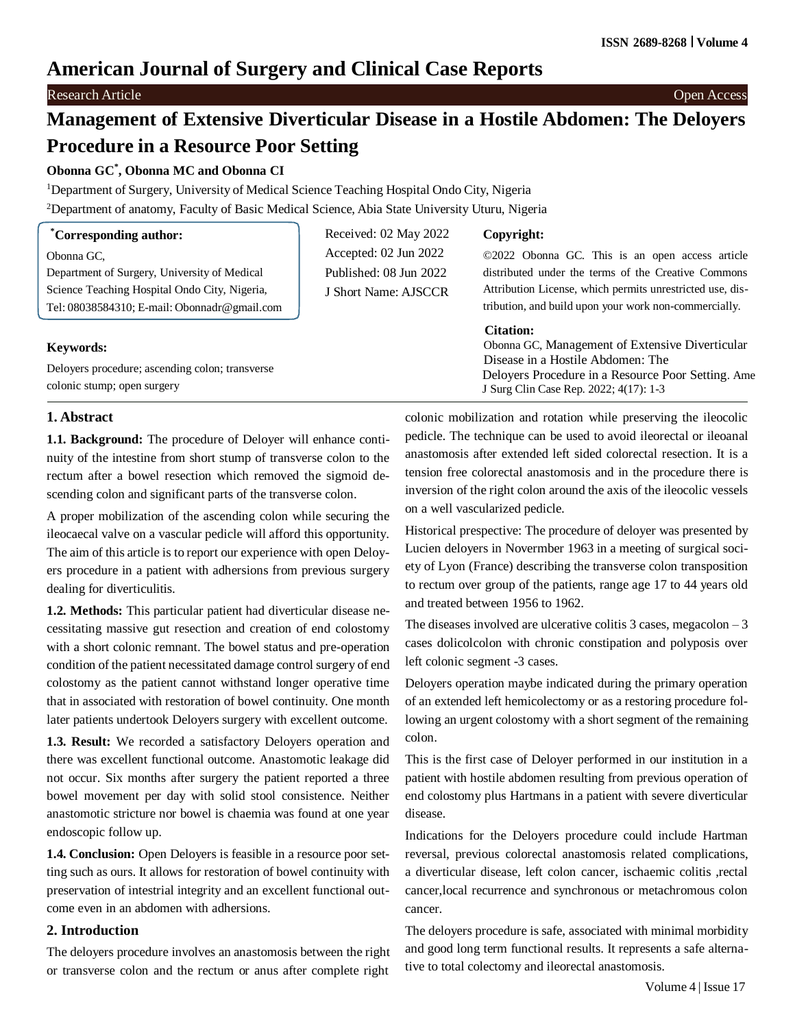# American Journal of Surgery and Clinical Case Reports

Research Article | Open Access

# Management of Extensive Diverticular Disease in a Hostile Abdomen: The Deloyers Procedure in a Resource Poor Setting

**Obonna GC*, Obonna MC and Obonna CI**

[1]Department of Surgery, University of Medical Science Teaching Hospital Ondo City, Nigeria

[2]Department of anatomy, Faculty of Basic Medical Science, Abia State University Uturu, Nigeria

***Corresponding author:**

Obonna GC,
Department of Surgery, University of Medical Science Teaching Hospital Ondo City, Nigeria,
Tel: 08038584310; E-mail: Obonnadr@gmail.com

Received: 02 May 2022
Accepted: 02 Jun 2022
Published: 08 Jun 2022
J Short Name: AJSCCR

**Copyright:**

©2022 Obonna GC. This is an open access article distributed under the terms of the Creative Commons Attribution License, which permits unrestricted use, distribution, and build upon your work non-commercially.

**Citation:**

Obonna GC, Management of Extensive Diverticular Disease in a Hostile Abdomen: The Deloyers Procedure in a Resource Poor Setting. Ame J Surg Clin Case Rep. 2022; 4(17): 1-3

**Keywords:**

Deloyers procedure; ascending colon; transverse colonic stump; open surgery

## 1. Abstract

**1.1. Background:** The procedure of Deloyer will enhance continuity of the intestine from short stump of transverse colon to the rectum after a bowel resection which removed the sigmoid descending colon and significant parts of the transverse colon.

A proper mobilization of the ascending colon while securing the ileocaecal valve on a vascular pedicle will afford this opportunity. The aim of this article is to report our experience with open Deloyers procedure in a patient with adhersions from previous surgery dealing for diverticulitis.

**1.2. Methods:** This particular patient had diverticular disease necessitating massive gut resection and creation of end colostomy with a short colonic remnant. The bowel status and pre-operation condition of the patient necessitated damage control surgery of end colostomy as the patient cannot withstand longer operative time that in associated with restoration of bowel continuity. One month later patients undertook Deloyers surgery with excellent outcome.

**1.3. Result:** We recorded a satisfactory Deloyers operation and there was excellent functional outcome. Anastomotic leakage did not occur. Six months after surgery the patient reported a three bowel movement per day with solid stool consistence. Neither anastomotic stricture nor bowel is chaemia was found at one year endoscopic follow up.

**1.4. Conclusion:** Open Deloyers is feasible in a resource poor setting such as ours. It allows for restoration of bowel continuity with preservation of intestrial integrity and an excellent functional outcome even in an abdomen with adhersions.

## 2. Introduction

The deloyers procedure involves an anastomosis between the right or transverse colon and the rectum or anus after complete right colonic mobilization and rotation while preserving the ileocolic pedicle. The technique can be used to avoid ileorectal or ileoanal anastomosis after extended left sided colorectal resection. It is a tension free colorectal anastomosis and in the procedure there is inversion of the right colon around the axis of the ileocolic vessels on a well vascularized pedicle.

Historical prespective: The procedure of deloyer was presented by Lucien deloyers in Novermber 1963 in a meeting of surgical society of Lyon (France) describing the transverse colon transposition to rectum over group of the patients, range age 17 to 44 years old and treated between 1956 to 1962.

The diseases involved are ulcerative colitis 3 cases, megacolon – 3 cases dolicolcolon with chronic constipation and polyposis over left colonic segment -3 cases.

Deloyers operation maybe indicated during the primary operation of an extended left hemicolectomy or as a restoring procedure following an urgent colostomy with a short segment of the remaining colon.

This is the first case of Deloyer performed in our institution in a patient with hostile abdomen resulting from previous operation of end colostomy plus Hartmans in a patient with severe diverticular disease.

Indications for the Deloyers procedure could include Hartman reversal, previous colorectal anastomosis related complications, a diverticular disease, left colon cancer, ischaemic colitis ,rectal cancer,local recurrence and synchronous or metachromous colon cancer.

The deloyers procedure is safe, associated with minimal morbidity and good long term functional results. It represents a safe alternative to total colectomy and ileorectal anastomosis.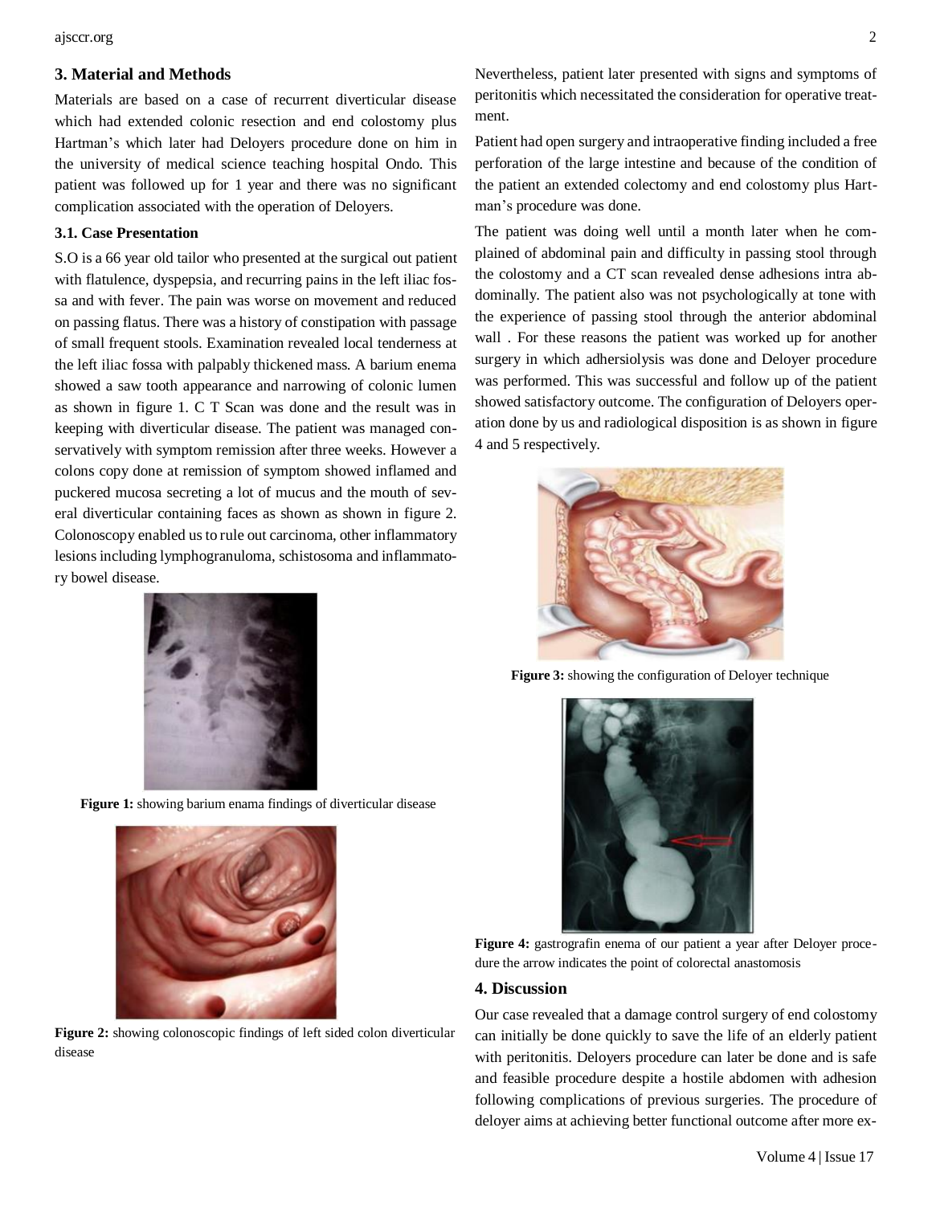## 3. Material and Methods

Materials are based on a case of recurrent diverticular disease which had extended colonic resection and end colostomy plus Hartman's which later had Deloyers procedure done on him in the university of medical science teaching hospital Ondo. This patient was followed up for 1 year and there was no significant complication associated with the operation of Deloyers.

### 3.1. Case Presentation

S.O is a 66 year old tailor who presented at the surgical out patient with flatulence, dyspepsia, and recurring pains in the left iliac fossa and with fever. The pain was worse on movement and reduced on passing flatus. There was a history of constipation with passage of small frequent stools. Examination revealed local tenderness at the left iliac fossa with palpably thickened mass. A barium enema showed a saw tooth appearance and narrowing of colonic lumen as shown in figure 1. C T Scan was done and the result was in keeping with diverticular disease. The patient was managed conservatively with symptom remission after three weeks. However a colons copy done at remission of symptom showed inflamed and puckered mucosa secreting a lot of mucus and the mouth of several diverticular containing faces as shown as shown in figure 2. Colonoscopy enabled us to rule out carcinoma, other inflammatory lesions including lymphogranuloma, schistosoma and inflammatory bowel disease.

**Figure 1:** showing barium enama findings of diverticular disease

**Figure 2:** showing colonoscopic findings of left sided colon diverticular disease

Nevertheless, patient later presented with signs and symptoms of peritonitis which necessitated the consideration for operative treatment.

Patient had open surgery and intraoperative finding included a free perforation of the large intestine and because of the condition of the patient an extended colectomy and end colostomy plus Hartman's procedure was done.

The patient was doing well until a month later when he complained of abdominal pain and difficulty in passing stool through the colostomy and a CT scan revealed dense adhesions intra abdominally. The patient also was not psychologically at tone with the experience of passing stool through the anterior abdominal wall . For these reasons the patient was worked up for another surgery in which adhersiolysis was done and Deloyer procedure was performed. This was successful and follow up of the patient showed satisfactory outcome. The configuration of Deloyers operation done by us and radiological disposition is as shown in figure 4 and 5 respectively.

**Figure 3:** showing the configuration of Deloyer technique

**Figure 4:** gastrografin enema of our patient a year after Deloyer procedure the arrow indicates the point of colorectal anastomosis

## 4. Discussion

Our case revealed that a damage control surgery of end colostomy can initially be done quickly to save the life of an elderly patient with peritonitis. Deloyers procedure can later be done and is safe and feasible procedure despite a hostile abdomen with adhesion following complications of previous surgeries. The procedure of deloyer aims at achieving better functional outcome after more ex-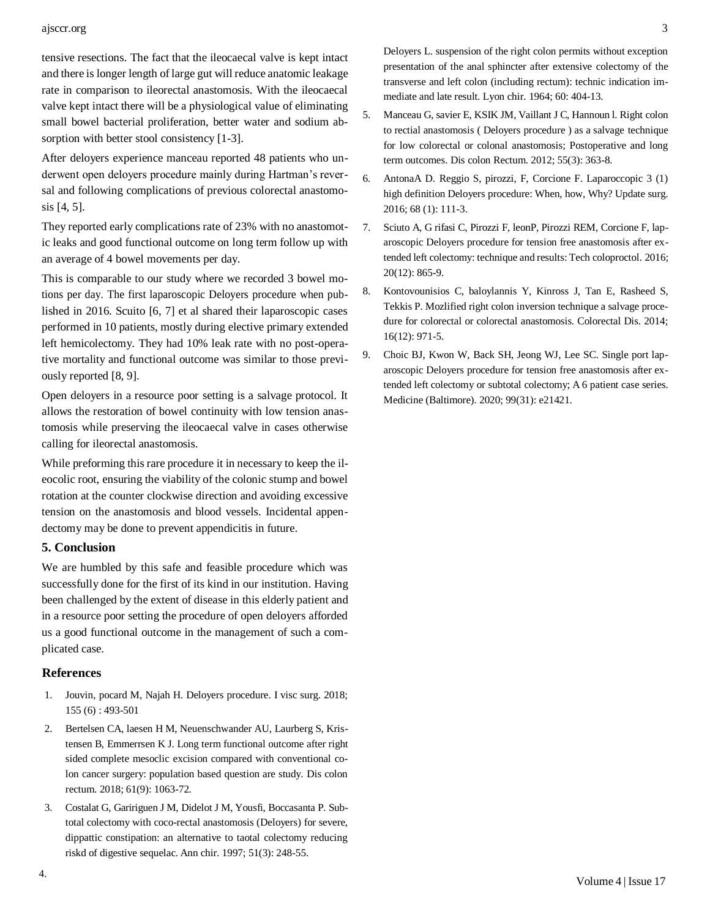tensive resections. The fact that the ileocaecal valve is kept intact and there is longer length of large gut will reduce anatomic leakage rate in comparison to ileorectal anastomosis. With the ileocaecal valve kept intact there will be a physiological value of eliminating small bowel bacterial proliferation, better water and sodium absorption with better stool consistency [1-3].

After deloyers experience manceau reported 48 patients who underwent open deloyers procedure mainly during Hartman's reversal and following complications of previous colorectal anastomosis [4, 5].

They reported early complications rate of 23% with no anastomotic leaks and good functional outcome on long term follow up with an average of 4 bowel movements per day.

This is comparable to our study where we recorded 3 bowel motions per day. The first laparoscopic Deloyers procedure when published in 2016. Scuito [6, 7] et al shared their laparoscopic cases performed in 10 patients, mostly during elective primary extended left hemicolectomy. They had 10% leak rate with no post-operative mortality and functional outcome was similar to those previously reported [8, 9].

Open deloyers in a resource poor setting is a salvage protocol. It allows the restoration of bowel continuity with low tension anastomosis while preserving the ileocaecal valve in cases otherwise calling for ileorectal anastomosis.

While preforming this rare procedure it in necessary to keep the ileocolic root, ensuring the viability of the colonic stump and bowel rotation at the counter clockwise direction and avoiding excessive tension on the anastomosis and blood vessels. Incidental appendectomy may be done to prevent appendicitis in future.

## 5. Conclusion

We are humbled by this safe and feasible procedure which was successfully done for the first of its kind in our institution. Having been challenged by the extent of disease in this elderly patient and in a resource poor setting the procedure of open deloyers afforded us a good functional outcome in the management of such a complicated case.

## References

1. Jouvin, pocard M, Najah H. Deloyers procedure. I visc surg. 2018; 155 (6) : 493-501
2. Bertelsen CA, laesen H M, Neuenschwander AU, Laurberg S, Kristensen B, Emmerrsen K J. Long term functional outcome after right sided complete mesoclic excision compared with conventional colon cancer surgery: population based question are study. Dis colon rectum. 2018; 61(9): 1063-72.
3. Costalat G, Gaririguen J M, Didelot J M, Yousfi, Boccasanta P. Subtotal colectomy with coco-rectal anastomosis (Deloyers) for severe, dippattic constipation: an alternative to taotal colectomy reducing riskd of digestive sequelac. Ann chir. 1997; 51(3): 248-55.
4. Deloyers L. suspension of the right colon permits without exception presentation of the anal sphincter after extensive colectomy of the transverse and left colon (including rectum): technic indication immediate and late result. Lyon chir. 1964; 60: 404-13.
5. Manceau G, savier E, KSIK JM, Vaillant J C, Hannoun l. Right colon to rectial anastomosis ( Deloyers procedure ) as a salvage technique for low colorectal or colonal anastomosis; Postoperative and long term outcomes. Dis colon Rectum. 2012; 55(3): 363-8.
6. AntonaA D. Reggio S, pirozzi, F, Corcione F. Laparoccopic 3 (1) high definition Deloyers procedure: When, how, Why? Update surg. 2016; 68 (1): 111-3.
7. Sciuto A, G rifasi C, Pirozzi F, leonP, Pirozzi REM, Corcione F, laparoscopic Deloyers procedure for tension free anastomosis after extended left colectomy: technique and results: Tech coloproctol. 2016; 20(12): 865-9.
8. Kontovounisios C, baloylannis Y, Kinross J, Tan E, Rasheed S, Tekkis P. Mozlified right colon inversion technique a salvage procedure for colorectal or colorectal anastomosis. Colorectal Dis. 2014; 16(12): 971-5.
9. Choic BJ, Kwon W, Back SH, Jeong WJ, Lee SC. Single port laparoscopic Deloyers procedure for tension free anastomosis after extended left colectomy or subtotal colectomy; A 6 patient case series. Medicine (Baltimore). 2020; 99(31): e21421.